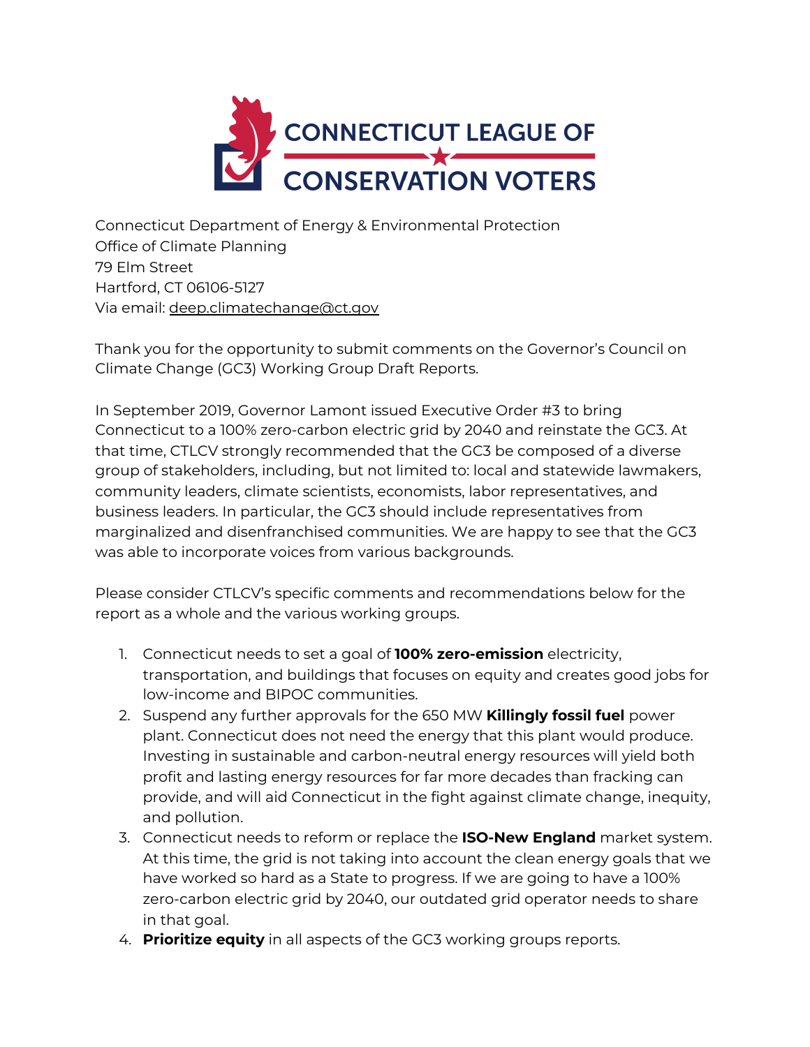# CONNECTICUT LEAGUE OF CONSERVATION VOTERS

Connecticut Department of Energy & Environmental Protection
Office of Climate Planning
79 Elm Street
Hartford, CT 06106-5127
Via email: deep.climatechange@ct.gov

Thank you for the opportunity to submit comments on the Governor's Council on Climate Change (GC3) Working Group Draft Reports.

In September 2019, Governor Lamont issued Executive Order #3 to bring Connecticut to a 100% zero-carbon electric grid by 2040 and reinstate the GC3. At that time, CTLCV strongly recommended that the GC3 be composed of a diverse group of stakeholders, including, but not limited to: local and statewide lawmakers, community leaders, climate scientists, economists, labor representatives, and business leaders. In particular, the GC3 should include representatives from marginalized and disenfranchised communities. We are happy to see that the GC3 was able to incorporate voices from various backgrounds.

Please consider CTLCV's specific comments and recommendations below for the report as a whole and the various working groups.

1. Connecticut needs to set a goal of **100% zero-emission** electricity, transportation, and buildings that focuses on equity and creates good jobs for low-income and BIPOC communities.
2. Suspend any further approvals for the 650 MW **Killingly fossil fuel** power plant. Connecticut does not need the energy that this plant would produce. Investing in sustainable and carbon-neutral energy resources will yield both profit and lasting energy resources for far more decades than fracking can provide, and will aid Connecticut in the fight against climate change, inequity, and pollution.
3. Connecticut needs to reform or replace the **ISO-New England** market system. At this time, the grid is not taking into account the clean energy goals that we have worked so hard as a State to progress. If we are going to have a 100% zero-carbon electric grid by 2040, our outdated grid operator needs to share in that goal.
4. **Prioritize equity** in all aspects of the GC3 working groups reports.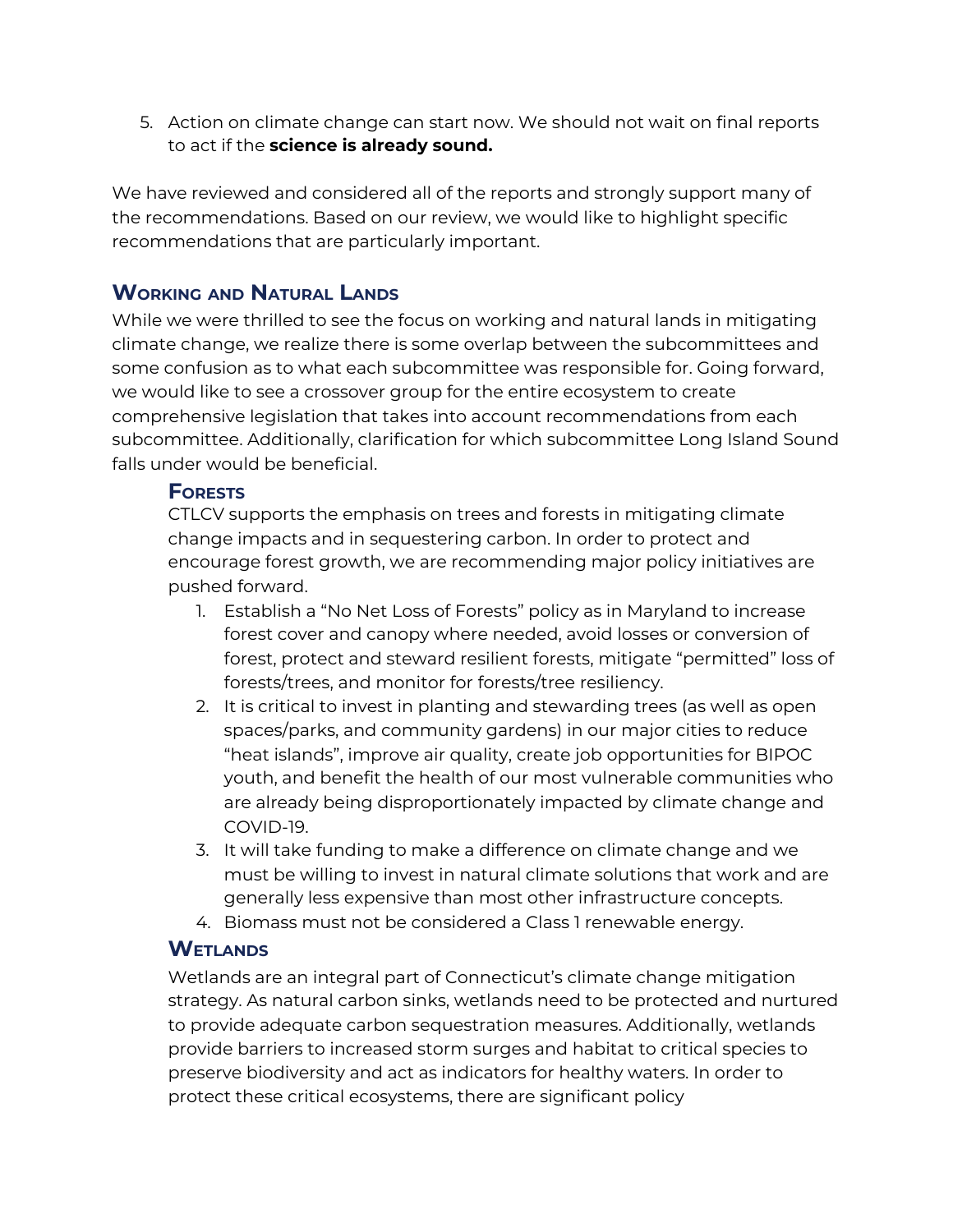5. Action on climate change can start now. We should not wait on final reports to act if the **science is already sound.**

We have reviewed and considered all of the reports and strongly support many of the recommendations. Based on our review, we would like to highlight specific recommendations that are particularly important.

## Working and Natural Lands

While we were thrilled to see the focus on working and natural lands in mitigating climate change, we realize there is some overlap between the subcommittees and some confusion as to what each subcommittee was responsible for. Going forward, we would like to see a crossover group for the entire ecosystem to create comprehensive legislation that takes into account recommendations from each subcommittee. Additionally, clarification for which subcommittee Long Island Sound falls under would be beneficial.

### Forests

CTLCV supports the emphasis on trees and forests in mitigating climate change impacts and in sequestering carbon. In order to protect and encourage forest growth, we are recommending major policy initiatives are pushed forward.

1. Establish a "No Net Loss of Forests" policy as in Maryland to increase forest cover and canopy where needed, avoid losses or conversion of forest, protect and steward resilient forests, mitigate "permitted" loss of forests/trees, and monitor for forests/tree resiliency.
2. It is critical to invest in planting and stewarding trees (as well as open spaces/parks, and community gardens) in our major cities to reduce "heat islands", improve air quality, create job opportunities for BIPOC youth, and benefit the health of our most vulnerable communities who are already being disproportionately impacted by climate change and COVID-19.
3. It will take funding to make a difference on climate change and we must be willing to invest in natural climate solutions that work and are generally less expensive than most other infrastructure concepts.
4. Biomass must not be considered a Class 1 renewable energy.

### Wetlands

Wetlands are an integral part of Connecticut's climate change mitigation strategy. As natural carbon sinks, wetlands need to be protected and nurtured to provide adequate carbon sequestration measures. Additionally, wetlands provide barriers to increased storm surges and habitat to critical species to preserve biodiversity and act as indicators for healthy waters. In order to protect these critical ecosystems, there are significant policy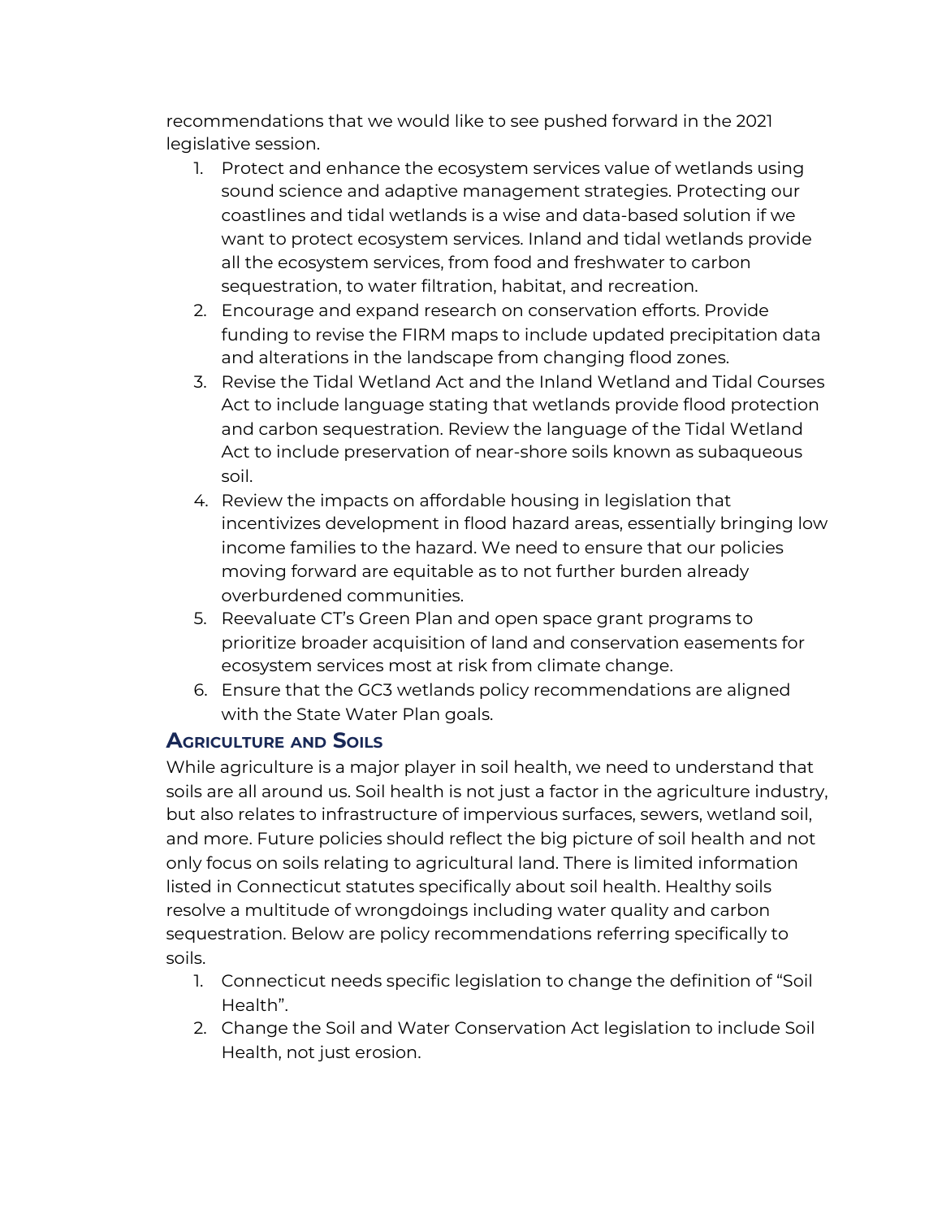recommendations that we would like to see pushed forward in the 2021 legislative session.

1. Protect and enhance the ecosystem services value of wetlands using sound science and adaptive management strategies. Protecting our coastlines and tidal wetlands is a wise and data-based solution if we want to protect ecosystem services. Inland and tidal wetlands provide all the ecosystem services, from food and freshwater to carbon sequestration, to water filtration, habitat, and recreation.
2. Encourage and expand research on conservation efforts. Provide funding to revise the FIRM maps to include updated precipitation data and alterations in the landscape from changing flood zones.
3. Revise the Tidal Wetland Act and the Inland Wetland and Tidal Courses Act to include language stating that wetlands provide flood protection and carbon sequestration. Review the language of the Tidal Wetland Act to include preservation of near-shore soils known as subaqueous soil.
4. Review the impacts on affordable housing in legislation that incentivizes development in flood hazard areas, essentially bringing low income families to the hazard. We need to ensure that our policies moving forward are equitable as to not further burden already overburdened communities.
5. Reevaluate CT's Green Plan and open space grant programs to prioritize broader acquisition of land and conservation easements for ecosystem services most at risk from climate change.
6. Ensure that the GC3 wetlands policy recommendations are aligned with the State Water Plan goals.

## Agriculture and Soils

While agriculture is a major player in soil health, we need to understand that soils are all around us. Soil health is not just a factor in the agriculture industry, but also relates to infrastructure of impervious surfaces, sewers, wetland soil, and more. Future policies should reflect the big picture of soil health and not only focus on soils relating to agricultural land. There is limited information listed in Connecticut statutes specifically about soil health. Healthy soils resolve a multitude of wrongdoings including water quality and carbon sequestration. Below are policy recommendations referring specifically to soils.

1. Connecticut needs specific legislation to change the definition of "Soil Health".
2. Change the Soil and Water Conservation Act legislation to include Soil Health, not just erosion.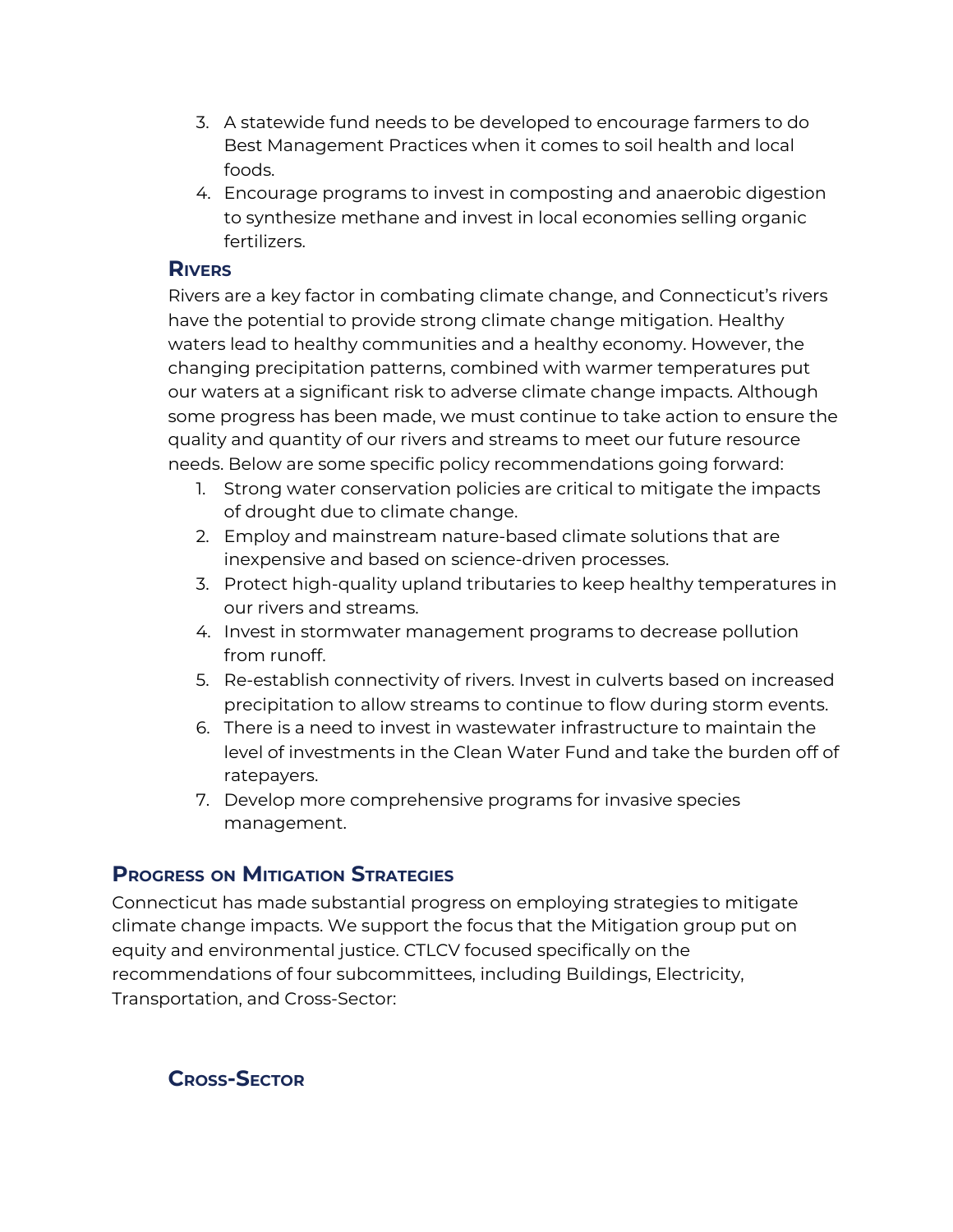3. A statewide fund needs to be developed to encourage farmers to do Best Management Practices when it comes to soil health and local foods.
4. Encourage programs to invest in composting and anaerobic digestion to synthesize methane and invest in local economies selling organic fertilizers.

### Rivers

Rivers are a key factor in combating climate change, and Connecticut's rivers have the potential to provide strong climate change mitigation. Healthy waters lead to healthy communities and a healthy economy. However, the changing precipitation patterns, combined with warmer temperatures put our waters at a significant risk to adverse climate change impacts. Although some progress has been made, we must continue to take action to ensure the quality and quantity of our rivers and streams to meet our future resource needs. Below are some specific policy recommendations going forward:

1. Strong water conservation policies are critical to mitigate the impacts of drought due to climate change.
2. Employ and mainstream nature-based climate solutions that are inexpensive and based on science-driven processes.
3. Protect high-quality upland tributaries to keep healthy temperatures in our rivers and streams.
4. Invest in stormwater management programs to decrease pollution from runoff.
5. Re-establish connectivity of rivers. Invest in culverts based on increased precipitation to allow streams to continue to flow during storm events.
6. There is a need to invest in wastewater infrastructure to maintain the level of investments in the Clean Water Fund and take the burden off of ratepayers.
7. Develop more comprehensive programs for invasive species management.

## Progress on Mitigation Strategies

Connecticut has made substantial progress on employing strategies to mitigate climate change impacts. We support the focus that the Mitigation group put on equity and environmental justice. CTLCV focused specifically on the recommendations of four subcommittees, including Buildings, Electricity, Transportation, and Cross-Sector:

### Cross-Sector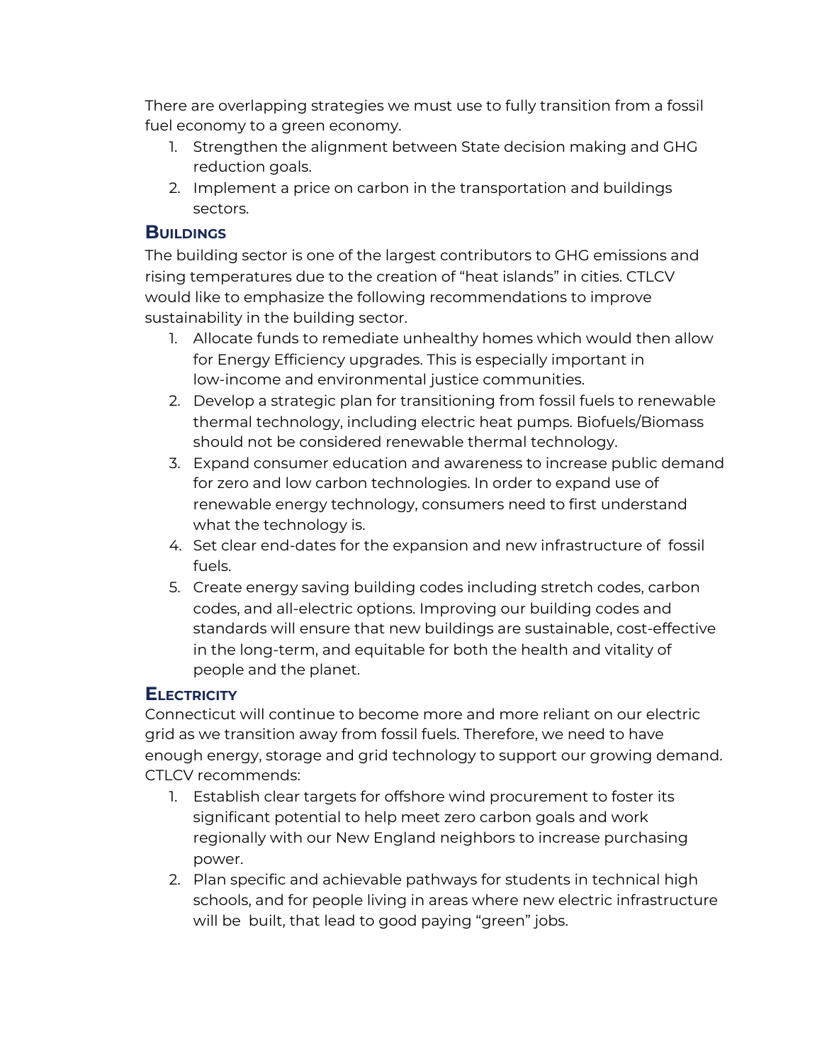There are overlapping strategies we must use to fully transition from a fossil fuel economy to a green economy.

1. Strengthen the alignment between State decision making and GHG reduction goals.
2. Implement a price on carbon in the transportation and buildings sectors.

## Buildings

The building sector is one of the largest contributors to GHG emissions and rising temperatures due to the creation of "heat islands" in cities. CTLCV would like to emphasize the following recommendations to improve sustainability in the building sector.

1. Allocate funds to remediate unhealthy homes which would then allow for Energy Efficiency upgrades. This is especially important in low-income and environmental justice communities.
2. Develop a strategic plan for transitioning from fossil fuels to renewable thermal technology, including electric heat pumps. Biofuels/Biomass should not be considered renewable thermal technology.
3. Expand consumer education and awareness to increase public demand for zero and low carbon technologies. In order to expand use of renewable energy technology, consumers need to first understand what the technology is.
4. Set clear end-dates for the expansion and new infrastructure of fossil fuels.
5. Create energy saving building codes including stretch codes, carbon codes, and all-electric options. Improving our building codes and standards will ensure that new buildings are sustainable, cost-effective in the long-term, and equitable for both the health and vitality of people and the planet.

## Electricity

Connecticut will continue to become more and more reliant on our electric grid as we transition away from fossil fuels. Therefore, we need to have enough energy, storage and grid technology to support our growing demand. CTLCV recommends:

1. Establish clear targets for offshore wind procurement to foster its significant potential to help meet zero carbon goals and work regionally with our New England neighbors to increase purchasing power.
2. Plan specific and achievable pathways for students in technical high schools, and for people living in areas where new electric infrastructure will be built, that lead to good paying "green" jobs.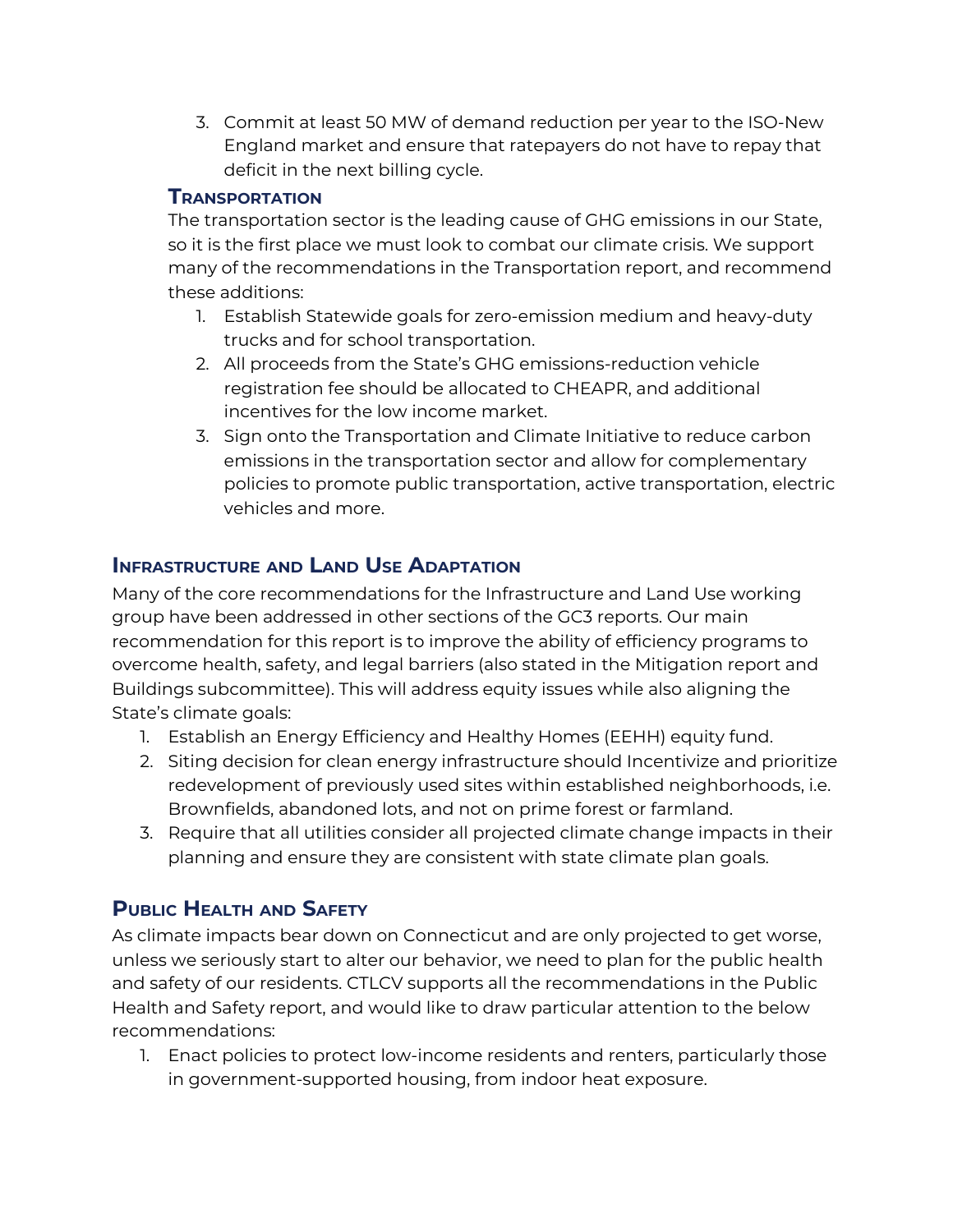3. Commit at least 50 MW of demand reduction per year to the ISO-New England market and ensure that ratepayers do not have to repay that deficit in the next billing cycle.

### Transportation

The transportation sector is the leading cause of GHG emissions in our State, so it is the first place we must look to combat our climate crisis. We support many of the recommendations in the Transportation report, and recommend these additions:

1. Establish Statewide goals for zero-emission medium and heavy-duty trucks and for school transportation.
2. All proceeds from the State's GHG emissions-reduction vehicle registration fee should be allocated to CHEAPR, and additional incentives for the low income market.
3. Sign onto the Transportation and Climate Initiative to reduce carbon emissions in the transportation sector and allow for complementary policies to promote public transportation, active transportation, electric vehicles and more.

## Infrastructure and Land Use Adaptation

Many of the core recommendations for the Infrastructure and Land Use working group have been addressed in other sections of the GC3 reports. Our main recommendation for this report is to improve the ability of efficiency programs to overcome health, safety, and legal barriers (also stated in the Mitigation report and Buildings subcommittee). This will address equity issues while also aligning the State's climate goals:

1. Establish an Energy Efficiency and Healthy Homes (EEHH) equity fund.
2. Siting decision for clean energy infrastructure should Incentivize and prioritize redevelopment of previously used sites within established neighborhoods, i.e. Brownfields, abandoned lots, and not on prime forest or farmland.
3. Require that all utilities consider all projected climate change impacts in their planning and ensure they are consistent with state climate plan goals.

## Public Health and Safety

As climate impacts bear down on Connecticut and are only projected to get worse, unless we seriously start to alter our behavior, we need to plan for the public health and safety of our residents. CTLCV supports all the recommendations in the Public Health and Safety report, and would like to draw particular attention to the below recommendations:

1. Enact policies to protect low-income residents and renters, particularly those in government-supported housing, from indoor heat exposure.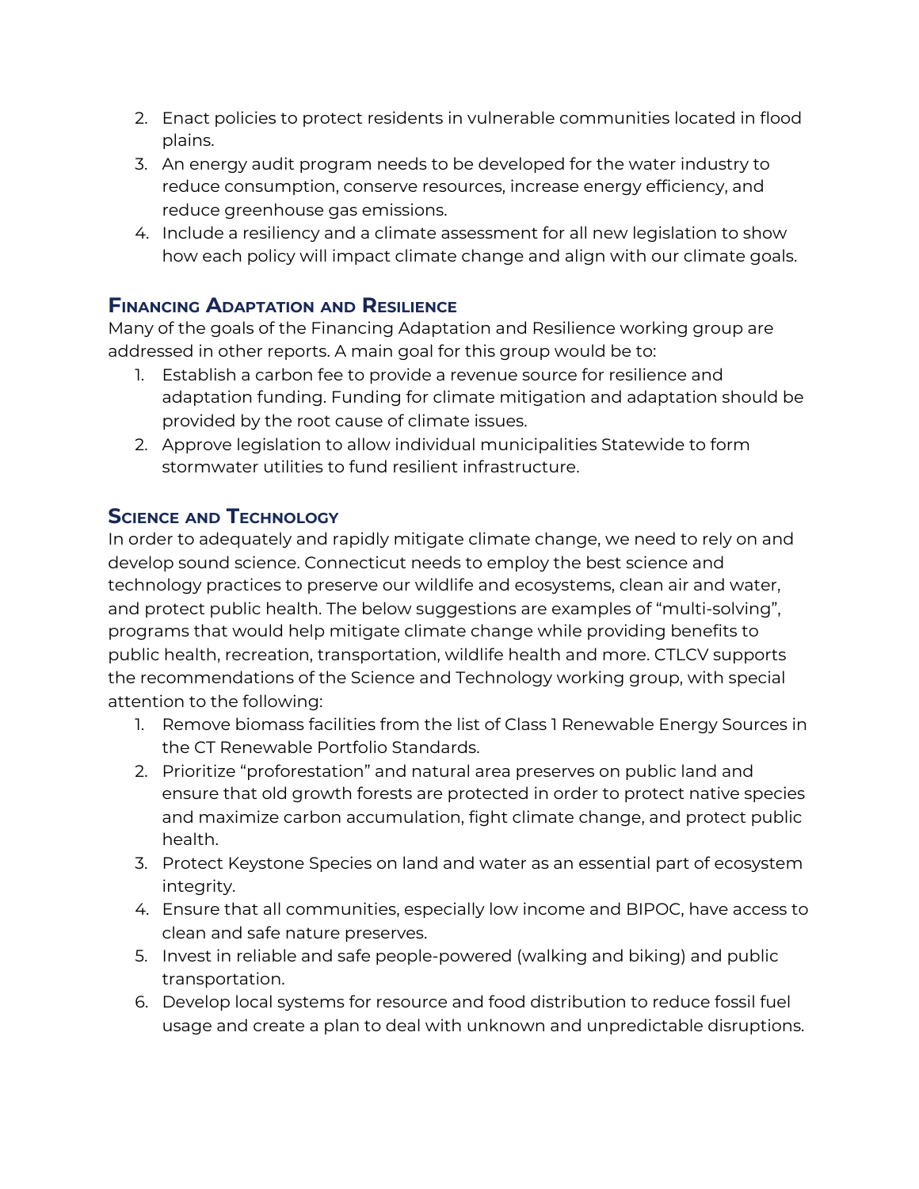2. Enact policies to protect residents in vulnerable communities located in flood plains.
3. An energy audit program needs to be developed for the water industry to reduce consumption, conserve resources, increase energy efficiency, and reduce greenhouse gas emissions.
4. Include a resiliency and a climate assessment for all new legislation to show how each policy will impact climate change and align with our climate goals.

## Financing Adaptation and Resilience

Many of the goals of the Financing Adaptation and Resilience working group are addressed in other reports. A main goal for this group would be to:

1. Establish a carbon fee to provide a revenue source for resilience and adaptation funding. Funding for climate mitigation and adaptation should be provided by the root cause of climate issues.
2. Approve legislation to allow individual municipalities Statewide to form stormwater utilities to fund resilient infrastructure.

## Science and Technology

In order to adequately and rapidly mitigate climate change, we need to rely on and develop sound science. Connecticut needs to employ the best science and technology practices to preserve our wildlife and ecosystems, clean air and water, and protect public health. The below suggestions are examples of "multi-solving", programs that would help mitigate climate change while providing benefits to public health, recreation, transportation, wildlife health and more. CTLCV supports the recommendations of the Science and Technology working group, with special attention to the following:

1. Remove biomass facilities from the list of Class 1 Renewable Energy Sources in the CT Renewable Portfolio Standards.
2. Prioritize "proforestation" and natural area preserves on public land and ensure that old growth forests are protected in order to protect native species and maximize carbon accumulation, fight climate change, and protect public health.
3. Protect Keystone Species on land and water as an essential part of ecosystem integrity.
4. Ensure that all communities, especially low income and BIPOC, have access to clean and safe nature preserves.
5. Invest in reliable and safe people-powered (walking and biking) and public transportation.
6. Develop local systems for resource and food distribution to reduce fossil fuel usage and create a plan to deal with unknown and unpredictable disruptions.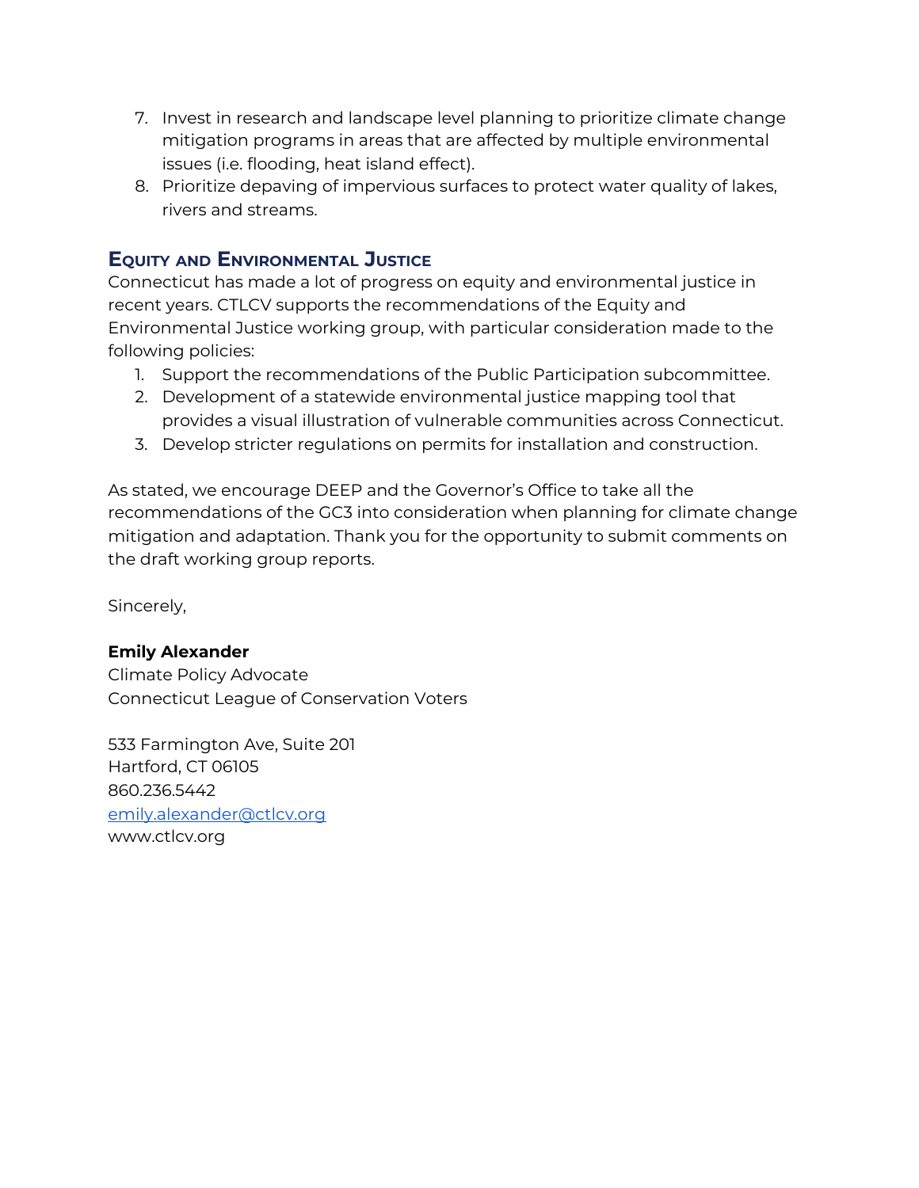7. Invest in research and landscape level planning to prioritize climate change mitigation programs in areas that are affected by multiple environmental issues (i.e. flooding, heat island effect).
8. Prioritize depaving of impervious surfaces to protect water quality of lakes, rivers and streams.

## Equity and Environmental Justice

Connecticut has made a lot of progress on equity and environmental justice in recent years. CTLCV supports the recommendations of the Equity and Environmental Justice working group, with particular consideration made to the following policies:

1. Support the recommendations of the Public Participation subcommittee.
2. Development of a statewide environmental justice mapping tool that provides a visual illustration of vulnerable communities across Connecticut.
3. Develop stricter regulations on permits for installation and construction.

As stated, we encourage DEEP and the Governor's Office to take all the recommendations of the GC3 into consideration when planning for climate change mitigation and adaptation. Thank you for the opportunity to submit comments on the draft working group reports.

Sincerely,

**Emily Alexander**
Climate Policy Advocate
Connecticut League of Conservation Voters

533 Farmington Ave, Suite 201
Hartford, CT 06105
860.236.5442
emily.alexander@ctlcv.org
www.ctlcv.org